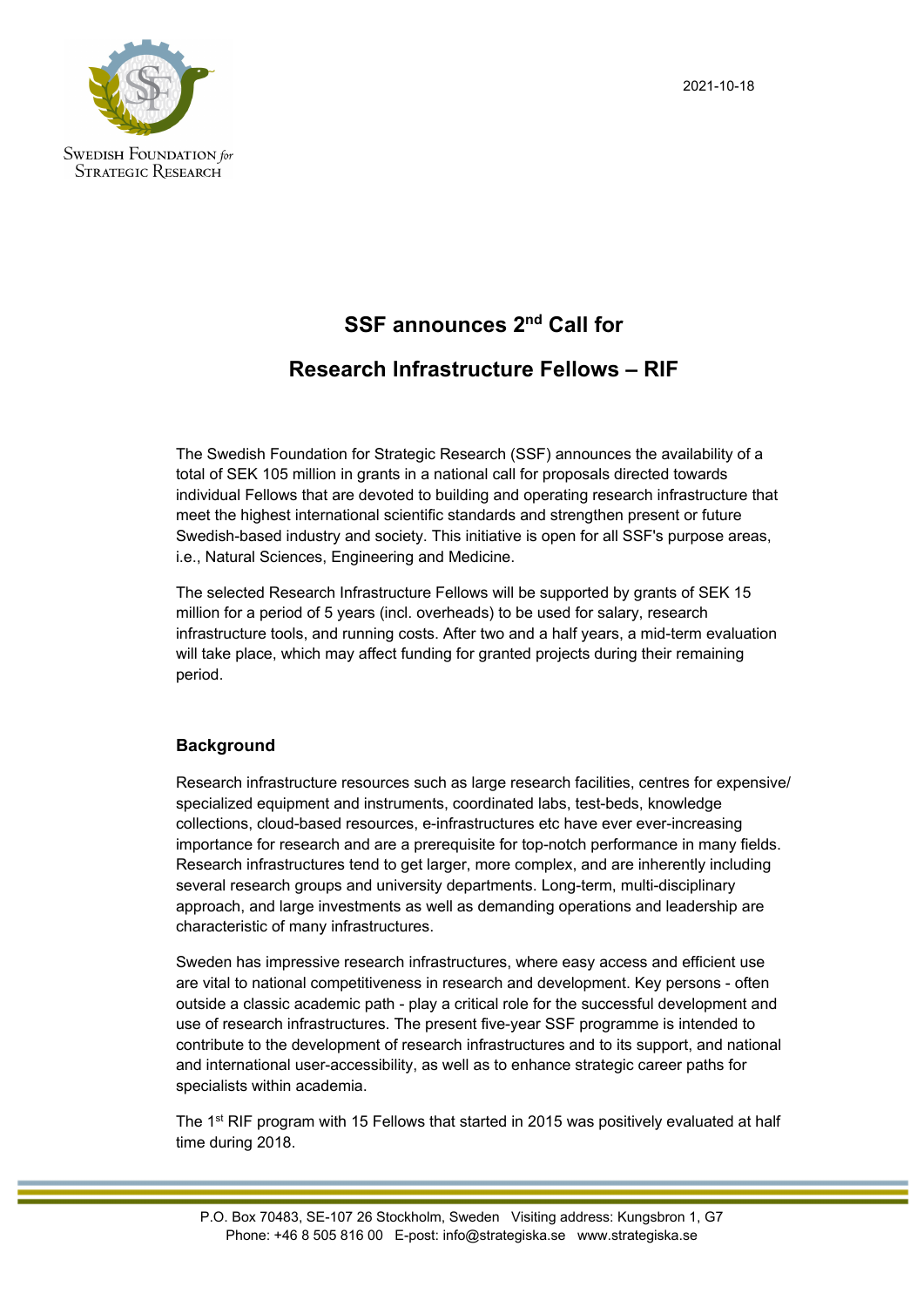Swedish Foundation for Strategic Research

2021-10-18

# SSF announces 2nd Call for Research Infrastructure Fellows – RIF

The Swedish Foundation for Strategic Research (SSF) announces the availability of a total of SEK 105 million in grants in a national call for proposals directed towards individual Fellows that are devoted to building and operating research infrastructure that meet the highest international scientific standards and strengthen present or future Swedish-based industry and society. This initiative is open for all SSF's purpose areas, i.e., Natural Sciences, Engineering and Medicine.

The selected Research Infrastructure Fellows will be supported by grants of SEK 15 million for a period of 5 years (incl. overheads) to be used for salary, research infrastructure tools, and running costs. After two and a half years, a mid-term evaluation will take place, which may affect funding for granted projects during their remaining period.

## Background

Research infrastructure resources such as large research facilities, centres for expensive/ specialized equipment and instruments, coordinated labs, test-beds, knowledge collections, cloud-based resources, e-infrastructures etc have ever ever-increasing importance for research and are a prerequisite for top-notch performance in many fields. Research infrastructures tend to get larger, more complex, and are inherently including several research groups and university departments. Long-term, multi-disciplinary approach, and large investments as well as demanding operations and leadership are characteristic of many infrastructures.

Sweden has impressive research infrastructures, where easy access and efficient use are vital to national competitiveness in research and development. Key persons - often outside a classic academic path - play a critical role for the successful development and use of research infrastructures. The present five-year SSF programme is intended to contribute to the development of research infrastructures and to its support, and national and international user-accessibility, as well as to enhance strategic career paths for specialists within academia.

The 1st RIF program with 15 Fellows that started in 2015 was positively evaluated at half time during 2018.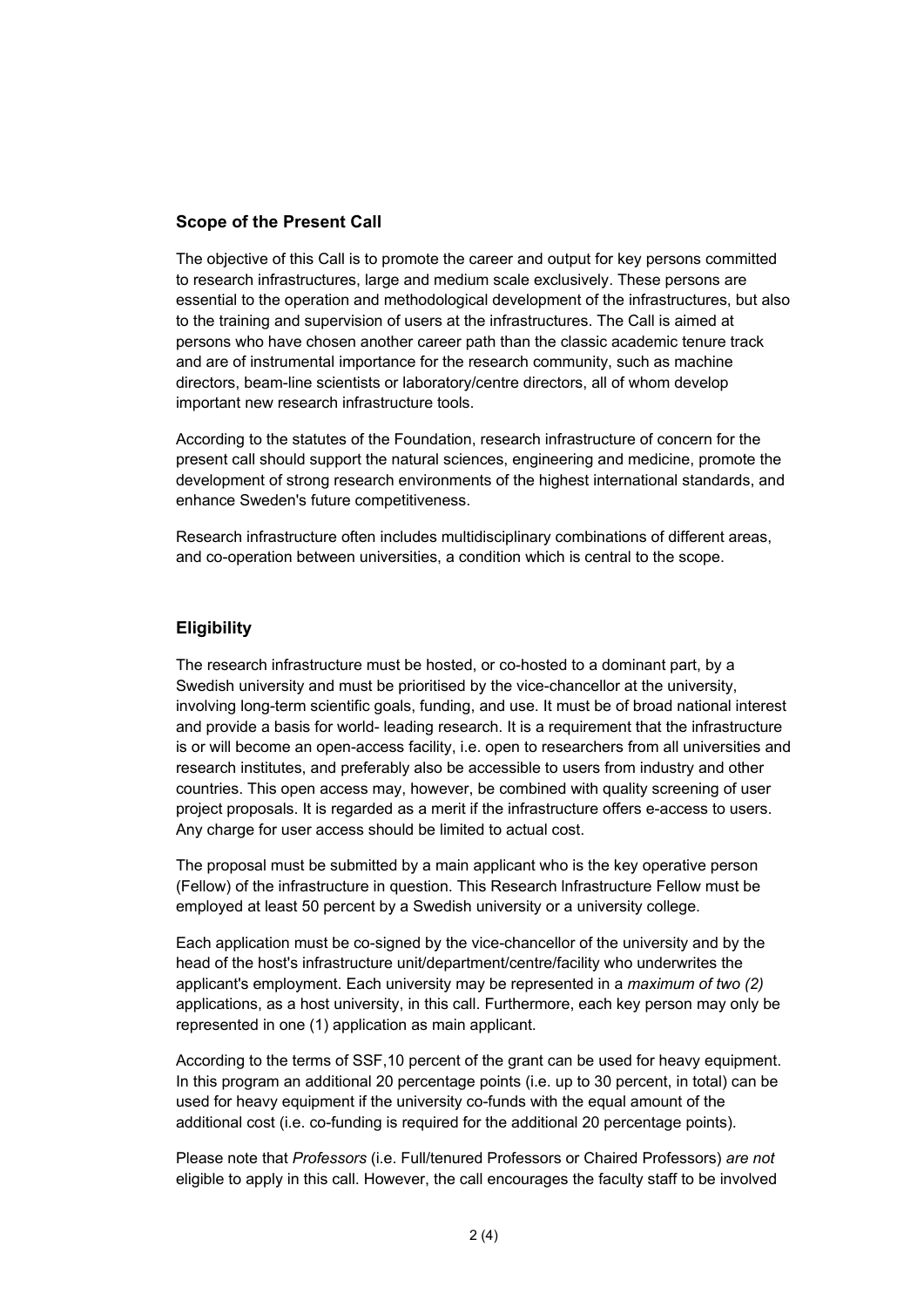## Scope of the Present Call

The objective of this Call is to promote the career and output for key persons committed to research infrastructures, large and medium scale exclusively. These persons are essential to the operation and methodological development of the infrastructures, but also to the training and supervision of users at the infrastructures. The Call is aimed at persons who have chosen another career path than the classic academic tenure track and are of instrumental importance for the research community, such as machine directors, beam-line scientists or laboratory/centre directors, all of whom develop important new research infrastructure tools.

According to the statutes of the Foundation, research infrastructure of concern for the present call should support the natural sciences, engineering and medicine, promote the development of strong research environments of the highest international standards, and enhance Sweden's future competitiveness.

Research infrastructure often includes multidisciplinary combinations of different areas, and co-operation between universities, a condition which is central to the scope.

## Eligibility

The research infrastructure must be hosted, or co-hosted to a dominant part, by a Swedish university and must be prioritised by the vice-chancellor at the university, involving long-term scientific goals, funding, and use. It must be of broad national interest and provide a basis for world- leading research. It is a requirement that the infrastructure is or will become an open-access facility, i.e. open to researchers from all universities and research institutes, and preferably also be accessible to users from industry and other countries. This open access may, however, be combined with quality screening of user project proposals. It is regarded as a merit if the infrastructure offers e-access to users. Any charge for user access should be limited to actual cost.

The proposal must be submitted by a main applicant who is the key operative person (Fellow) of the infrastructure in question. This Research Infrastructure Fellow must be employed at least 50 percent by a Swedish university or a university college.

Each application must be co-signed by the vice-chancellor of the university and by the head of the host's infrastructure unit/department/centre/facility who underwrites the applicant's employment. Each university may be represented in a *maximum of two (2)* applications, as a host university, in this call. Furthermore, each key person may only be represented in one (1) application as main applicant.

According to the terms of SSF,10 percent of the grant can be used for heavy equipment. In this program an additional 20 percentage points (i.e. up to 30 percent, in total) can be used for heavy equipment if the university co-funds with the equal amount of the additional cost (i.e. co-funding is required for the additional 20 percentage points).

Please note that *Professors* (i.e. Full/tenured Professors or Chaired Professors) *are not* eligible to apply in this call. However, the call encourages the faculty staff to be involved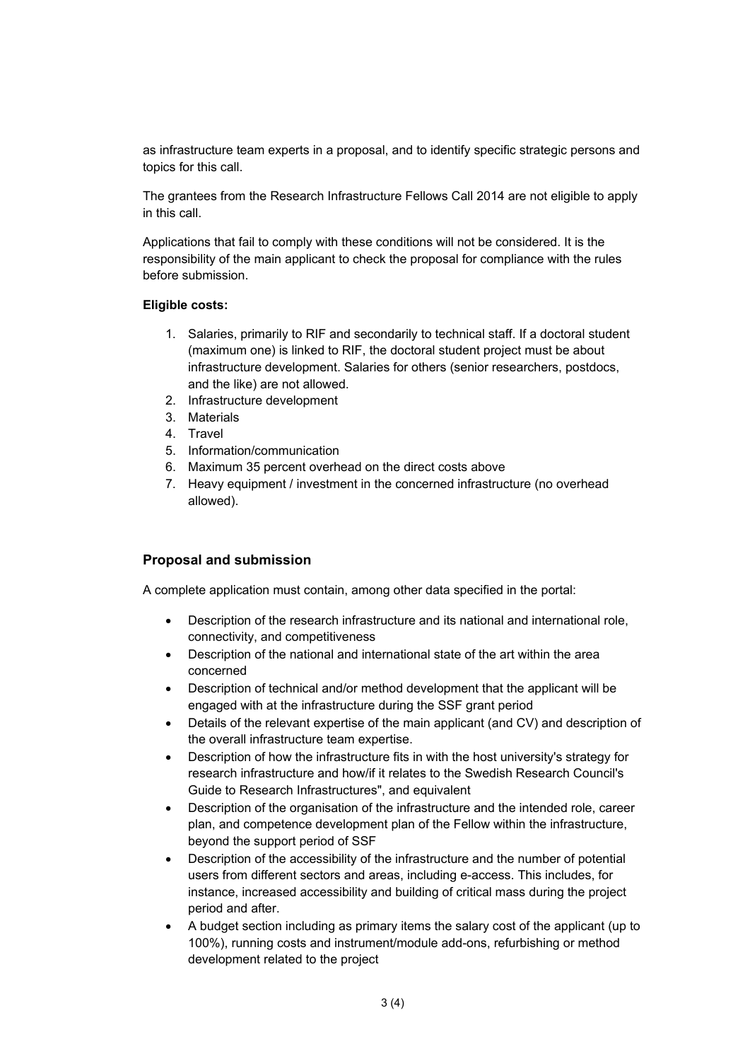as infrastructure team experts in a proposal, and to identify specific strategic persons and topics for this call.

The grantees from the Research Infrastructure Fellows Call 2014 are not eligible to apply in this call.

Applications that fail to comply with these conditions will not be considered. It is the responsibility of the main applicant to check the proposal for compliance with the rules before submission.

**Eligible costs:**

1. Salaries, primarily to RIF and secondarily to technical staff. If a doctoral student (maximum one) is linked to RIF, the doctoral student project must be about infrastructure development. Salaries for others (senior researchers, postdocs, and the like) are not allowed.
2. Infrastructure development
3. Materials
4. Travel
5. Information/communication
6. Maximum 35 percent overhead on the direct costs above
7. Heavy equipment / investment in the concerned infrastructure (no overhead allowed).

## Proposal and submission

A complete application must contain, among other data specified in the portal:

- Description of the research infrastructure and its national and international role, connectivity, and competitiveness
- Description of the national and international state of the art within the area concerned
- Description of technical and/or method development that the applicant will be engaged with at the infrastructure during the SSF grant period
- Details of the relevant expertise of the main applicant (and CV) and description of the overall infrastructure team expertise.
- Description of how the infrastructure fits in with the host university's strategy for research infrastructure and how/if it relates to the Swedish Research Council's Guide to Research Infrastructures", and equivalent
- Description of the organisation of the infrastructure and the intended role, career plan, and competence development plan of the Fellow within the infrastructure, beyond the support period of SSF
- Description of the accessibility of the infrastructure and the number of potential users from different sectors and areas, including e-access. This includes, for instance, increased accessibility and building of critical mass during the project period and after.
- A budget section including as primary items the salary cost of the applicant (up to 100%), running costs and instrument/module add-ons, refurbishing or method development related to the project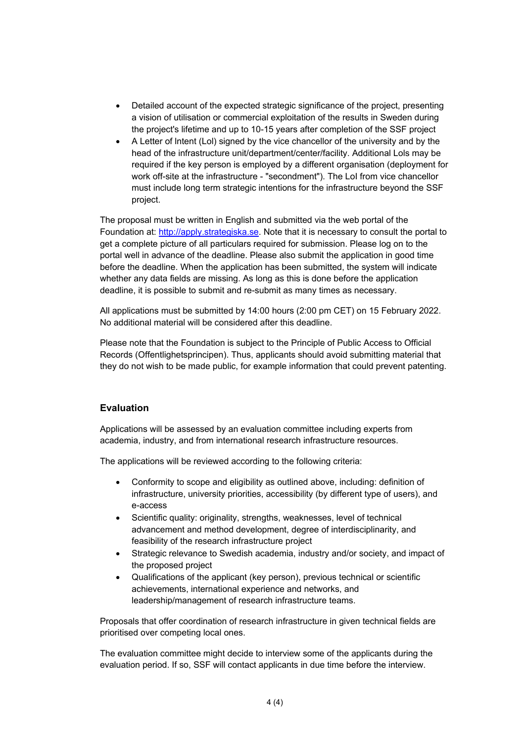- Detailed account of the expected strategic significance of the project, presenting a vision of utilisation or commercial exploitation of the results in Sweden during the project's lifetime and up to 10-15 years after completion of the SSF project
- A Letter of Intent (LoI) signed by the vice chancellor of the university and by the head of the infrastructure unit/department/center/facility. Additional LoIs may be required if the key person is employed by a different organisation (deployment for work off-site at the infrastructure - "secondment"). The LoI from vice chancellor must include long term strategic intentions for the infrastructure beyond the SSF project.

The proposal must be written in English and submitted via the web portal of the Foundation at: http://apply.strategiska.se. Note that it is necessary to consult the portal to get a complete picture of all particulars required for submission. Please log on to the portal well in advance of the deadline. Please also submit the application in good time before the deadline. When the application has been submitted, the system will indicate whether any data fields are missing. As long as this is done before the application deadline, it is possible to submit and re-submit as many times as necessary.

All applications must be submitted by 14:00 hours (2:00 pm CET) on 15 February 2022. No additional material will be considered after this deadline.

Please note that the Foundation is subject to the Principle of Public Access to Official Records (Offentlighetsprincipen). Thus, applicants should avoid submitting material that they do not wish to be made public, for example information that could prevent patenting.

## Evaluation

Applications will be assessed by an evaluation committee including experts from academia, industry, and from international research infrastructure resources.

The applications will be reviewed according to the following criteria:

- Conformity to scope and eligibility as outlined above, including: definition of infrastructure, university priorities, accessibility (by different type of users), and e-access
- Scientific quality: originality, strengths, weaknesses, level of technical advancement and method development, degree of interdisciplinarity, and feasibility of the research infrastructure project
- Strategic relevance to Swedish academia, industry and/or society, and impact of the proposed project
- Qualifications of the applicant (key person), previous technical or scientific achievements, international experience and networks, and leadership/management of research infrastructure teams.

Proposals that offer coordination of research infrastructure in given technical fields are prioritised over competing local ones.

The evaluation committee might decide to interview some of the applicants during the evaluation period. If so, SSF will contact applicants in due time before the interview.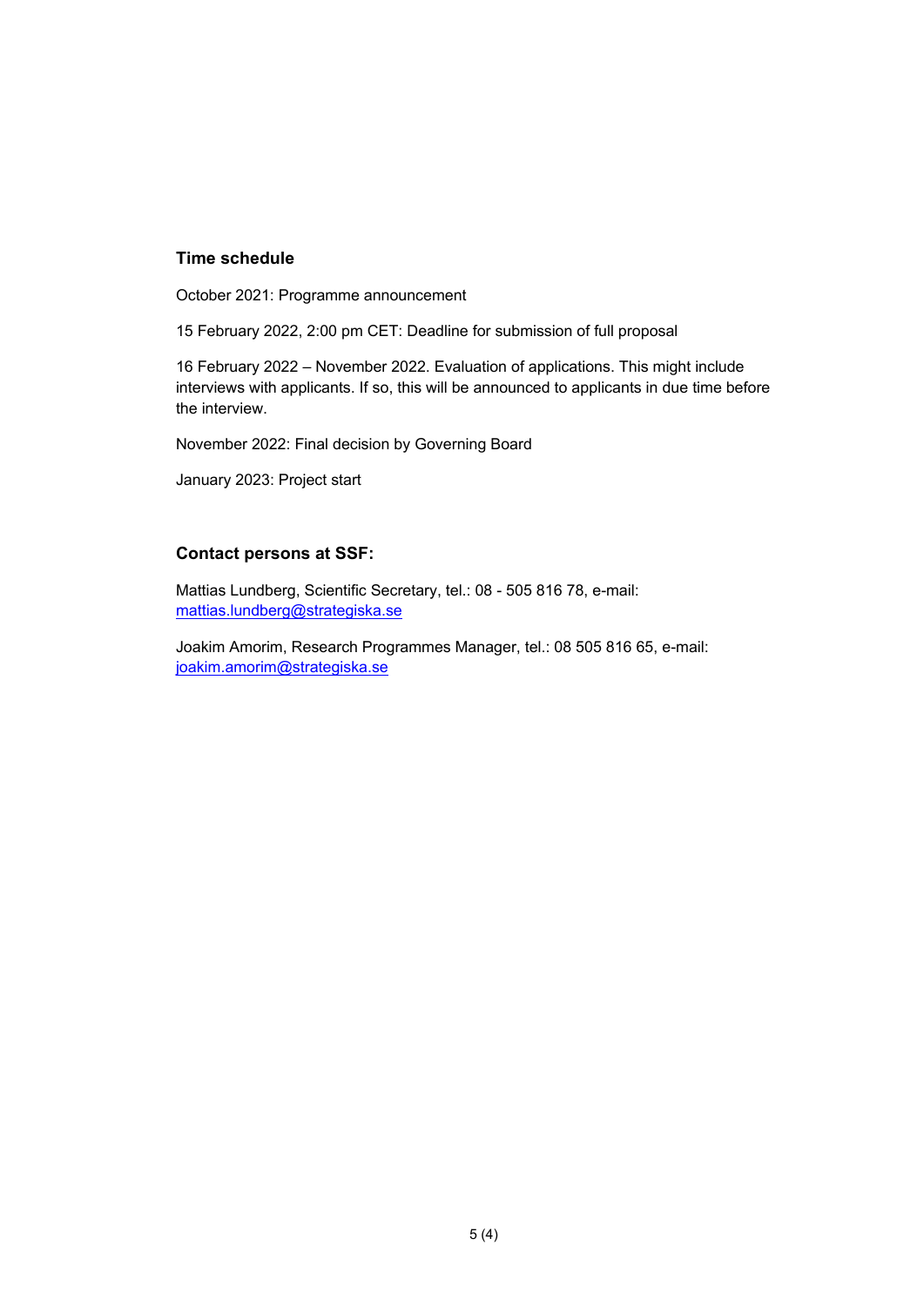### Time schedule

October 2021: Programme announcement

15 February 2022, 2:00 pm CET: Deadline for submission of full proposal

16 February 2022 – November 2022. Evaluation of applications. This might include interviews with applicants. If so, this will be announced to applicants in due time before the interview.

November 2022: Final decision by Governing Board

January 2023: Project start

### Contact persons at SSF:

Mattias Lundberg, Scientific Secretary, tel.: 08 - 505 816 78, e-mail: mattias.lundberg@strategiska.se

Joakim Amorim, Research Programmes Manager, tel.: 08 505 816 65, e-mail: joakim.amorim@strategiska.se